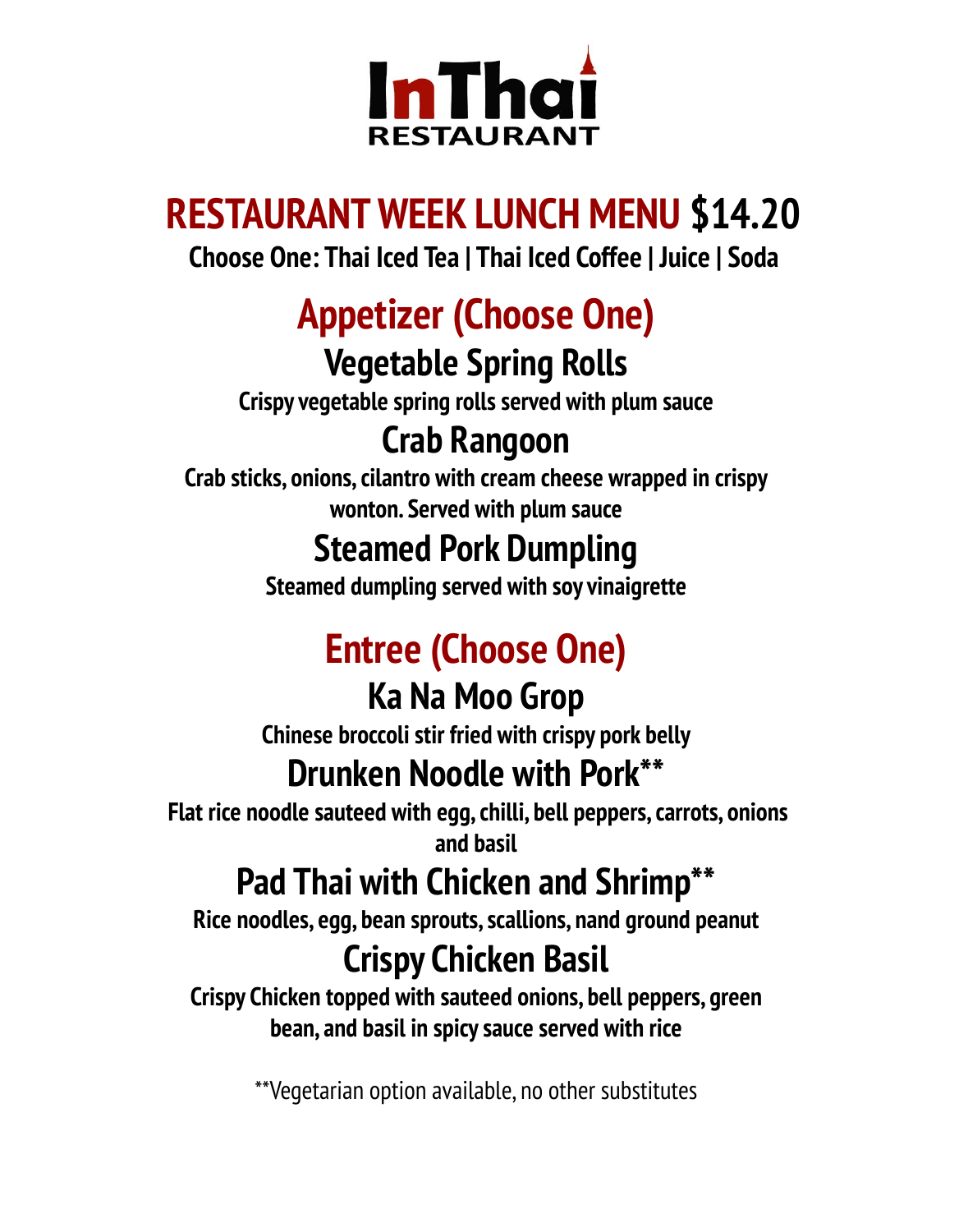# InThai RESTAURANT

## RESTAURANT WEEK LUNCH MENU $14.20

**Choose One: Thai Iced Tea | Thai Iced Coffee | Juice | Soda**

## Appetizer (Choose One)

### Vegetable Spring Rolls

**Crispy vegetable spring rolls served with plum sauce**

### Crab Rangoon

**Crab sticks, onions, cilantro with cream cheese wrapped in crispy wonton. Served with plum sauce**

### Steamed Pork Dumpling

**Steamed dumpling served with soy vinaigrette**

## Entree (Choose One)

### Ka Na Moo Grop

**Chinese broccoli stir fried with crispy pork belly**

### Drunken Noodle with Pork**

**Flat rice noodle sauteed with egg, chilli, bell peppers, carrots, onions and basil**

### Pad Thai with Chicken and Shrimp**

**Rice noodles, egg, bean sprouts, scallions, nand ground peanut**

### Crispy Chicken Basil

**Crispy Chicken topped with sauteed onions, bell peppers, green bean, and basil in spicy sauce served with rice**

**Vegetarian option available, no other substitutes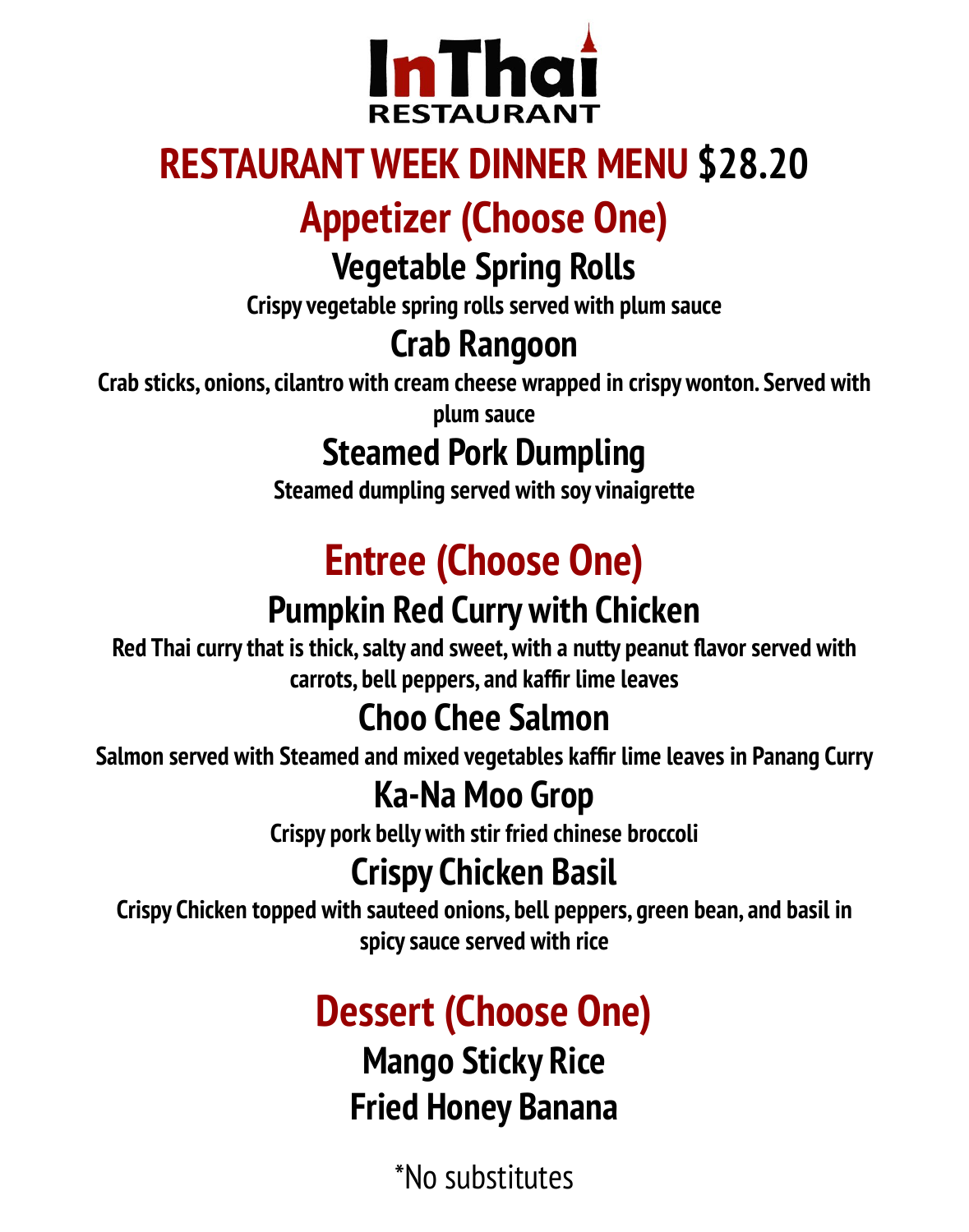# InThai RESTAURANT

## RESTAURANT WEEK DINNER MENU $28.20

## Appetizer (Choose One)

### Vegetable Spring Rolls

**Crispy vegetable spring rolls served with plum sauce**

### Crab Rangoon

**Crab sticks, onions, cilantro with cream cheese wrapped in crispy wonton. Served with plum sauce**

### Steamed Pork Dumpling

**Steamed dumpling served with soy vinaigrette**

## Entree (Choose One)

### Pumpkin Red Curry with Chicken

**Red Thai curry that is thick, salty and sweet, with a nutty peanut flavor served with carrots, bell peppers, and kaffir lime leaves**

### Choo Chee Salmon

**Salmon served with Steamed and mixed vegetables kaffir lime leaves in Panang Curry**

### Ka-Na Moo Grop

**Crispy pork belly with stir fried chinese broccoli**

### Crispy Chicken Basil

**Crispy Chicken topped with sauteed onions, bell peppers, green bean, and basil in spicy sauce served with rice**

## Dessert (Choose One)

### Mango Sticky Rice

### Fried Honey Banana

*No substitutes